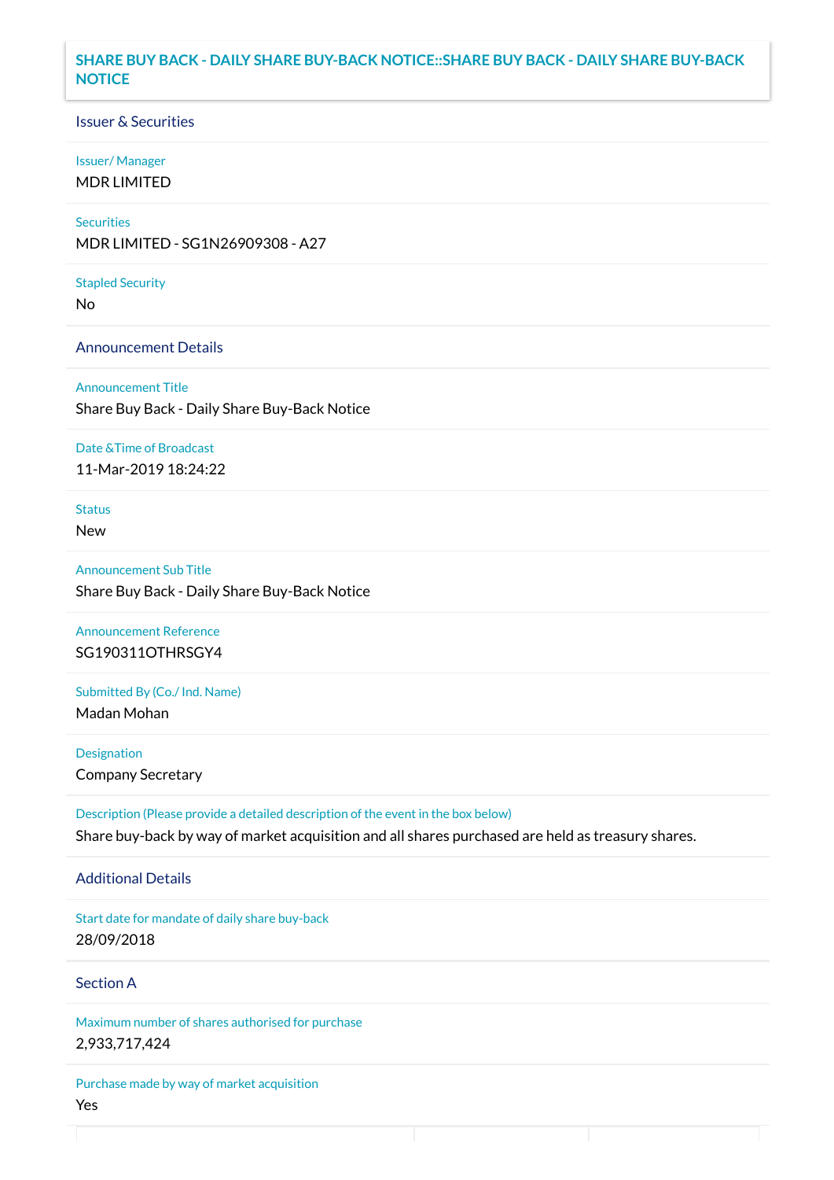# SHARE BUY BACK - DAILY SHARE BUY-BACK NOTICE::SHARE BUY BACK - DAILY SHARE BUY-BACK NOTICE

## Issuer & Securities

**Issuer/ Manager**
MDR LIMITED

**Securities**
MDR LIMITED - SG1N26909308 - A27

**Stapled Security**
No

## Announcement Details

**Announcement Title**
Share Buy Back - Daily Share Buy-Back Notice

**Date &Time of Broadcast**
11-Mar-2019 18:24:22

**Status**
New

**Announcement Sub Title**
Share Buy Back - Daily Share Buy-Back Notice

**Announcement Reference**
SG190311OTHRSGY4

**Submitted By (Co./ Ind. Name)**
Madan Mohan

**Designation**
Company Secretary

**Description (Please provide a detailed description of the event in the box below)**
Share buy-back by way of market acquisition and all shares purchased are held as treasury shares.

## Additional Details

**Start date for mandate of daily share buy-back**
28/09/2018

## Section A

**Maximum number of shares authorised for purchase**
2,933,717,424

**Purchase made by way of market acquisition**
Yes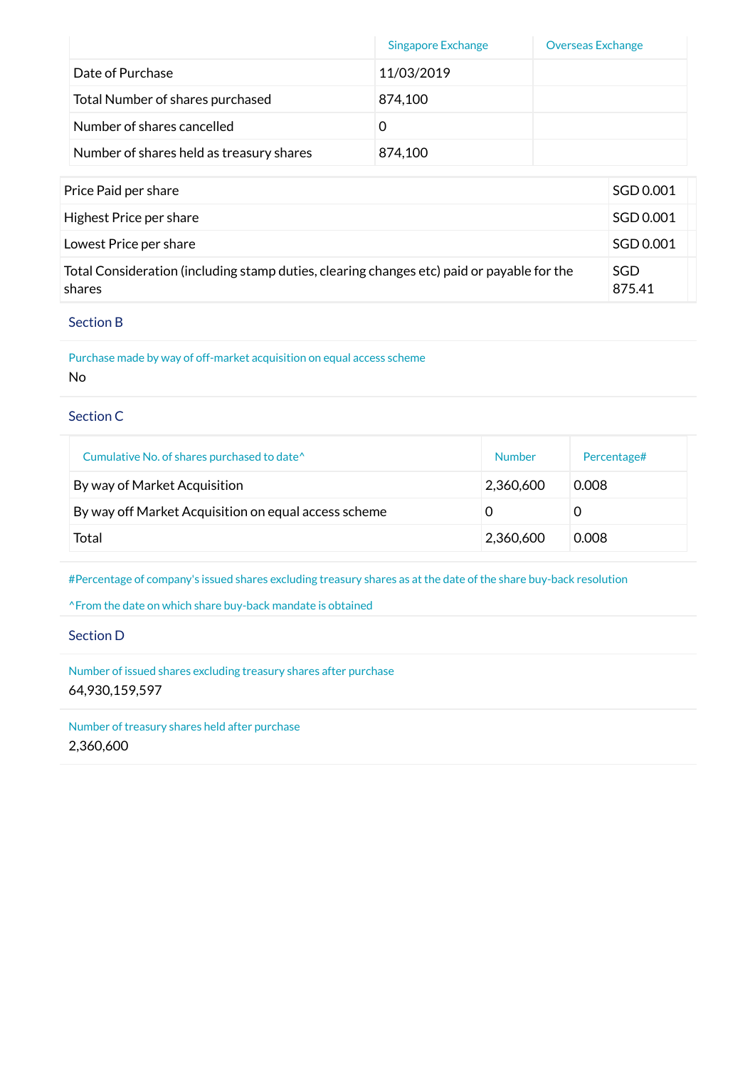| | Singapore Exchange | Overseas Exchange |
|---|---|---|
| Date of Purchase | 11/03/2019 | |
| Total Number of shares purchased | 874,100 | |
| Number of shares cancelled | 0 | |
| Number of shares held as treasury shares | 874,100 | |

| | |
|---|---|
| Price Paid per share | SGD 0.001 |
| Highest Price per share | SGD 0.001 |
| Lowest Price per share | SGD 0.001 |
| Total Consideration (including stamp duties, clearing changes etc) paid or payable for the shares | SGD 875.41 |

## Section B

Purchase made by way of off-market acquisition on equal access scheme

No

## Section C

| Cumulative No. of shares purchased to date^ | Number | Percentage# |
|---|---|---|
| By way of Market Acquisition | 2,360,600 | 0.008 |
| By way off Market Acquisition on equal access scheme | 0 | 0 |
| Total | 2,360,600 | 0.008 |

#Percentage of company's issued shares excluding treasury shares as at the date of the share buy-back resolution

^From the date on which share buy-back mandate is obtained

## Section D

Number of issued shares excluding treasury shares after purchase

64,930,159,597

Number of treasury shares held after purchase

2,360,600